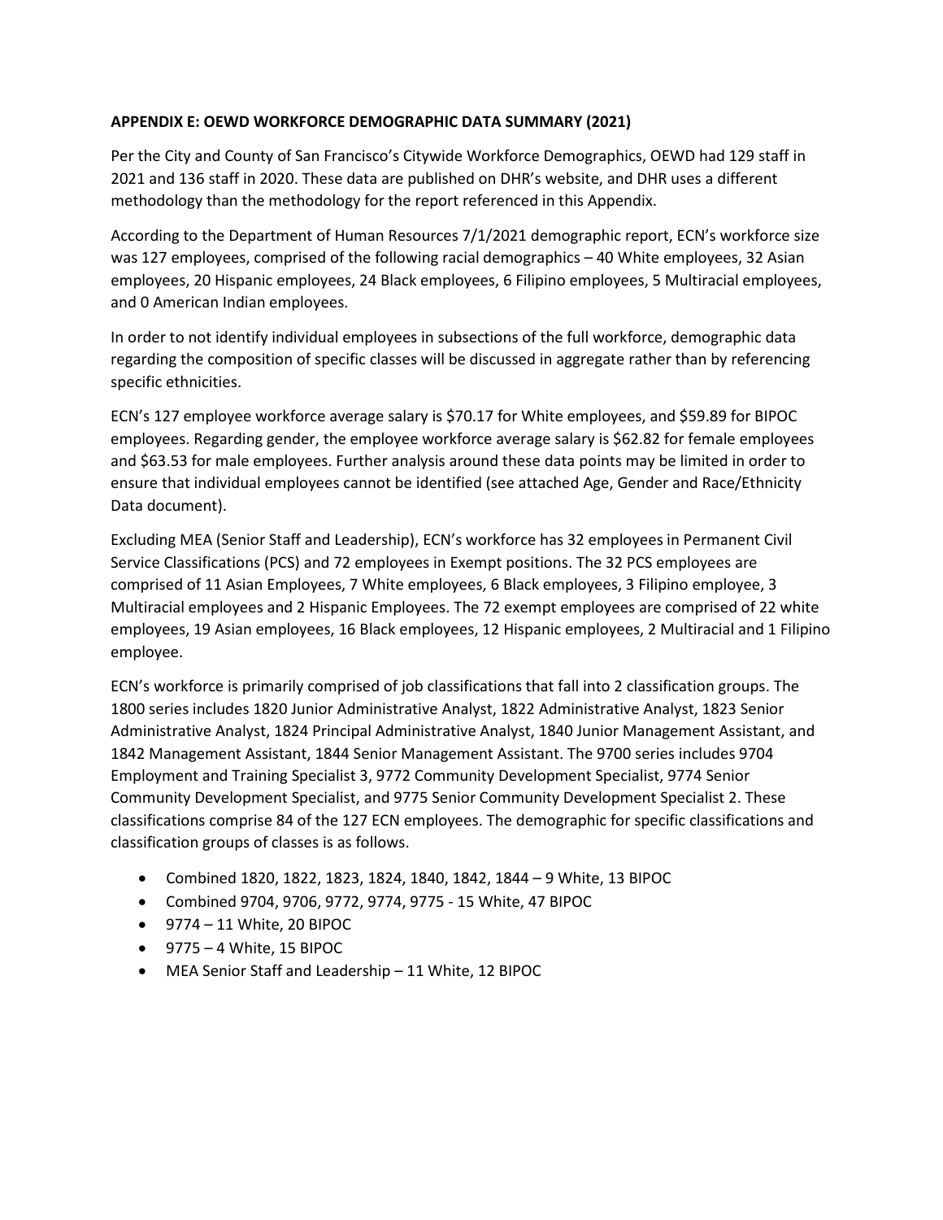**APPENDIX E: OEWD WORKFORCE DEMOGRAPHIC DATA SUMMARY (2021)**

Per the City and County of San Francisco's Citywide Workforce Demographics, OEWD had 129 staff in 2021 and 136 staff in 2020. These data are published on DHR's website, and DHR uses a different methodology than the methodology for the report referenced in this Appendix.

According to the Department of Human Resources 7/1/2021 demographic report, ECN's workforce size was 127 employees, comprised of the following racial demographics – 40 White employees, 32 Asian employees, 20 Hispanic employees, 24 Black employees, 6 Filipino employees, 5 Multiracial employees, and 0 American Indian employees.

In order to not identify individual employees in subsections of the full workforce, demographic data regarding the composition of specific classes will be discussed in aggregate rather than by referencing specific ethnicities.

ECN's 127 employee workforce average salary is $70.17 for White employees, and $59.89 for BIPOC employees. Regarding gender, the employee workforce average salary is $62.82 for female employees and $63.53 for male employees. Further analysis around these data points may be limited in order to ensure that individual employees cannot be identified (see attached Age, Gender and Race/Ethnicity Data document).

Excluding MEA (Senior Staff and Leadership), ECN's workforce has 32 employees in Permanent Civil Service Classifications (PCS) and 72 employees in Exempt positions. The 32 PCS employees are comprised of 11 Asian Employees, 7 White employees, 6 Black employees, 3 Filipino employee, 3 Multiracial employees and 2 Hispanic Employees. The 72 exempt employees are comprised of 22 white employees, 19 Asian employees, 16 Black employees, 12 Hispanic employees, 2 Multiracial and 1 Filipino employee.

ECN's workforce is primarily comprised of job classifications that fall into 2 classification groups. The 1800 series includes 1820 Junior Administrative Analyst, 1822 Administrative Analyst, 1823 Senior Administrative Analyst, 1824 Principal Administrative Analyst, 1840 Junior Management Assistant, and 1842 Management Assistant, 1844 Senior Management Assistant. The 9700 series includes 9704 Employment and Training Specialist 3, 9772 Community Development Specialist, 9774 Senior Community Development Specialist, and 9775 Senior Community Development Specialist 2. These classifications comprise 84 of the 127 ECN employees. The demographic for specific classifications and classification groups of classes is as follows.

- Combined 1820, 1822, 1823, 1824, 1840, 1842, 1844 – 9 White, 13 BIPOC
- Combined 9704, 9706, 9772, 9774, 9775 - 15 White, 47 BIPOC
- 9774 – 11 White, 20 BIPOC
- 9775 – 4 White, 15 BIPOC
- MEA Senior Staff and Leadership – 11 White, 12 BIPOC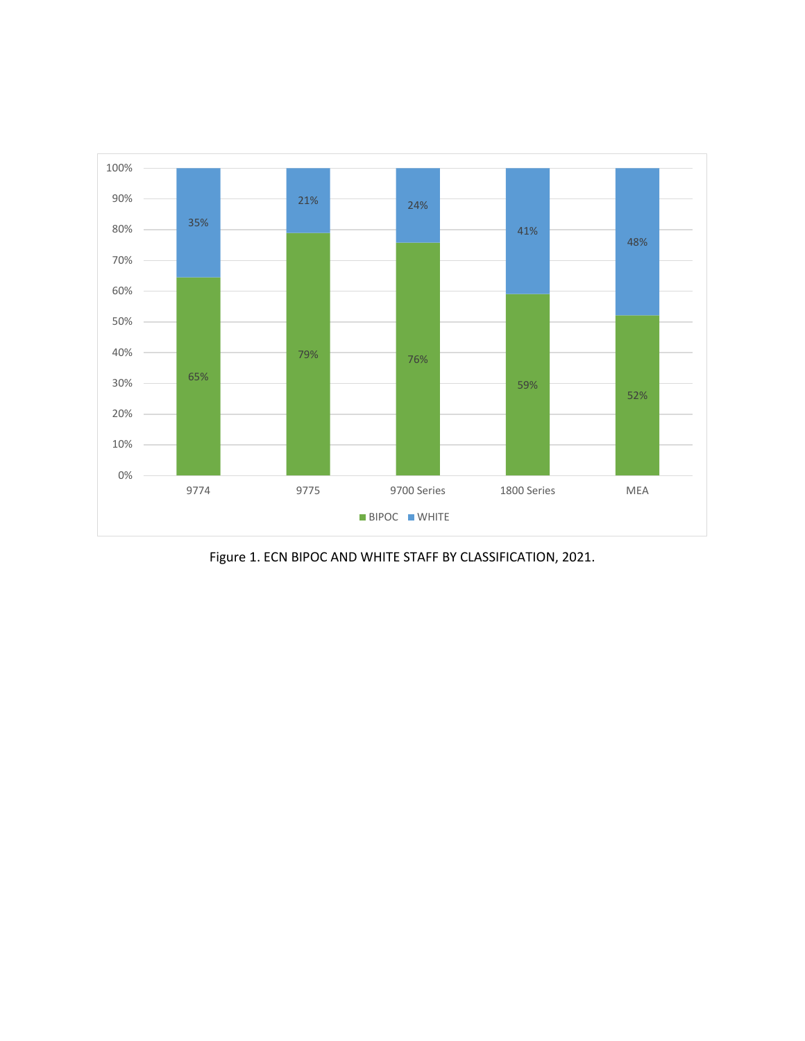100%
90%
80%
70%
60%
50%
40%
30%
20%
10%
0%

35%
65%
9774

21%
79%
9775

24%
76%
9700 Series

41%
59%
1800 Series

48%
52%
MEA

BIPOC WHITE

Figure 1. ECN BIPOC AND WHITE STAFF BY CLASSIFICATION, 2021.